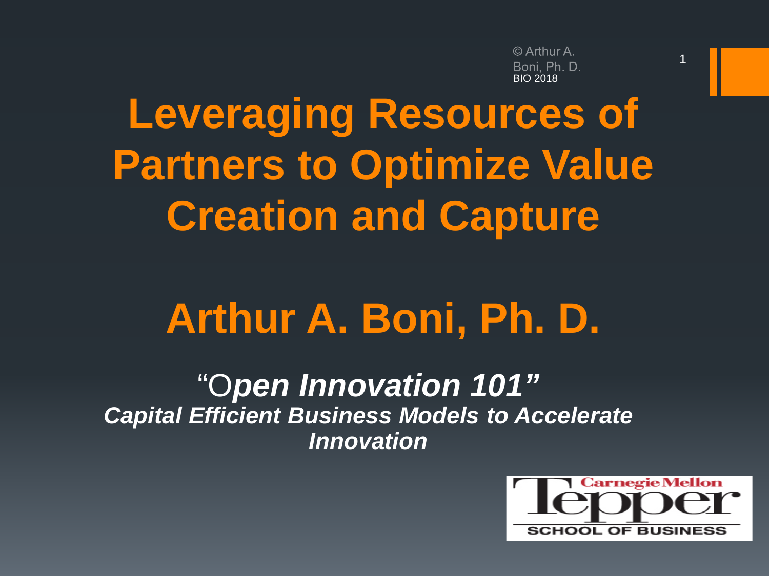© Arthur A. Boni, Ph. D.
BIO 2018

# Leveraging Resources of Partners to Optimize Value Creation and Capture

## Arthur A. Boni, Ph. D.

***"Open Innovation 101"***
***Capital Efficient Business Models to Accelerate Innovation***

Carnegie Mellon Tepper SCHOOL OF BUSINESS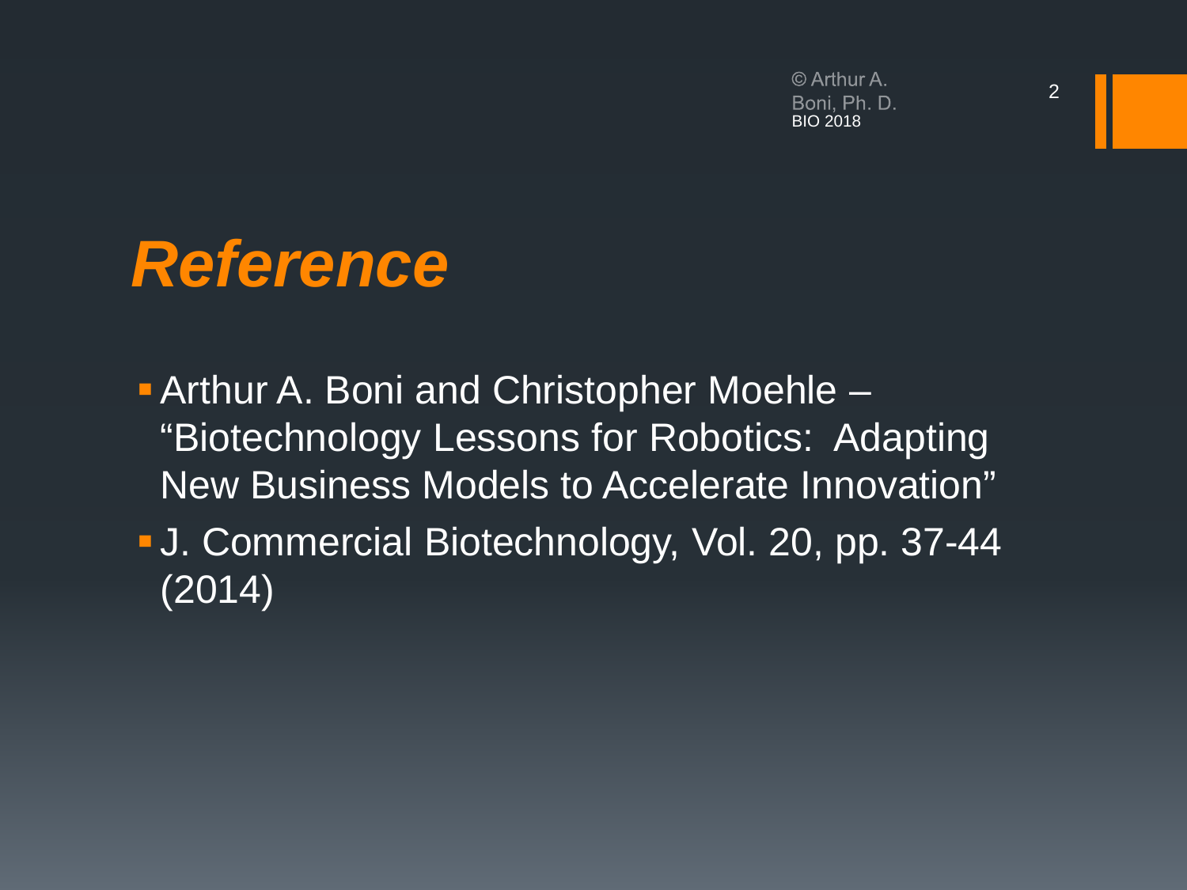# *Reference*

- Arthur A. Boni and Christopher Moehle – "Biotechnology Lessons for Robotics: Adapting New Business Models to Accelerate Innovation"
- J. Commercial Biotechnology, Vol. 20, pp. 37-44 (2014)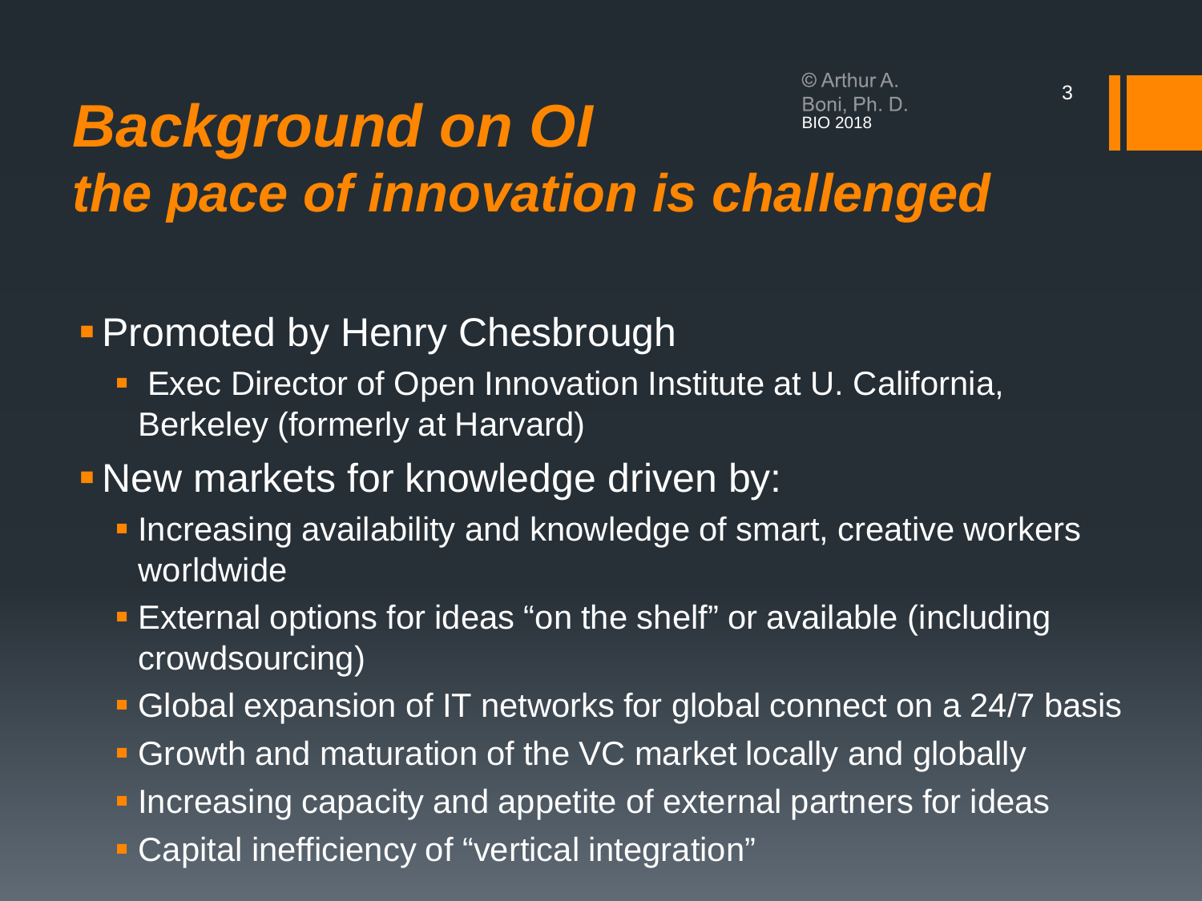# *Background on OI*
## *the pace of innovation is challenged*

- Promoted by Henry Chesbrough
  - Exec Director of Open Innovation Institute at U. California, Berkeley (formerly at Harvard)
- New markets for knowledge driven by:
  - Increasing availability and knowledge of smart, creative workers worldwide
  - External options for ideas "on the shelf" or available (including crowdsourcing)
  - Global expansion of IT networks for global connect on a 24/7 basis
  - Growth and maturation of the VC market locally and globally
  - Increasing capacity and appetite of external partners for ideas
  - Capital inefficiency of "vertical integration"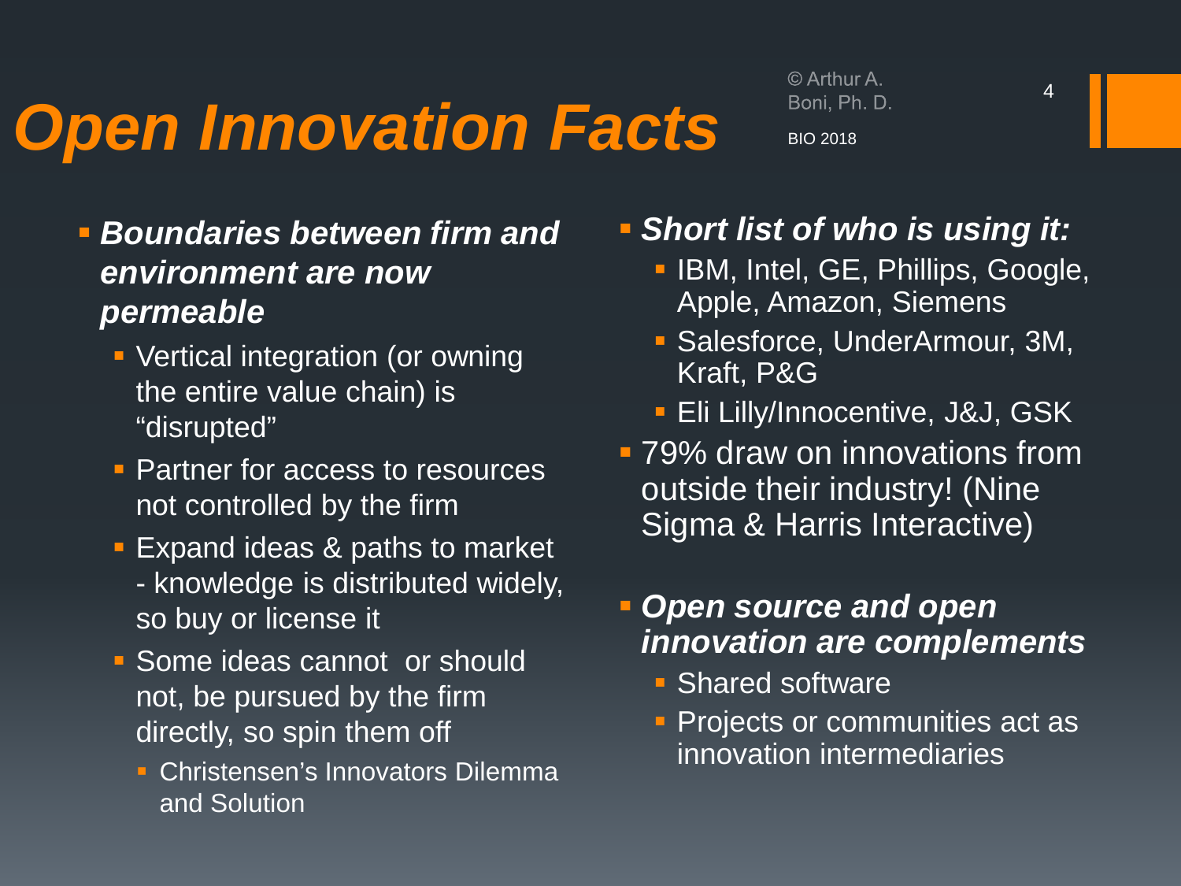# *Open Innovation Facts*

- ***Boundaries between firm and environment are now permeable***
  - Vertical integration (or owning the entire value chain) is "disrupted"
  - Partner for access to resources not controlled by the firm
  - Expand ideas & paths to market - knowledge is distributed widely, so buy or license it
  - Some ideas cannot or should not, be pursued by the firm directly, so spin them off
    - Christensen's Innovators Dilemma and Solution

- ***Short list of who is using it:***
  - IBM, Intel, GE, Phillips, Google, Apple, Amazon, Siemens
  - Salesforce, UnderArmour, 3M, Kraft, P&G
  - Eli Lilly/Innocentive, J&J, GSK
- 79% draw on innovations from outside their industry! (Nine Sigma & Harris Interactive)

- ***Open source and open innovation are complements***
  - Shared software
  - Projects or communities act as innovation intermediaries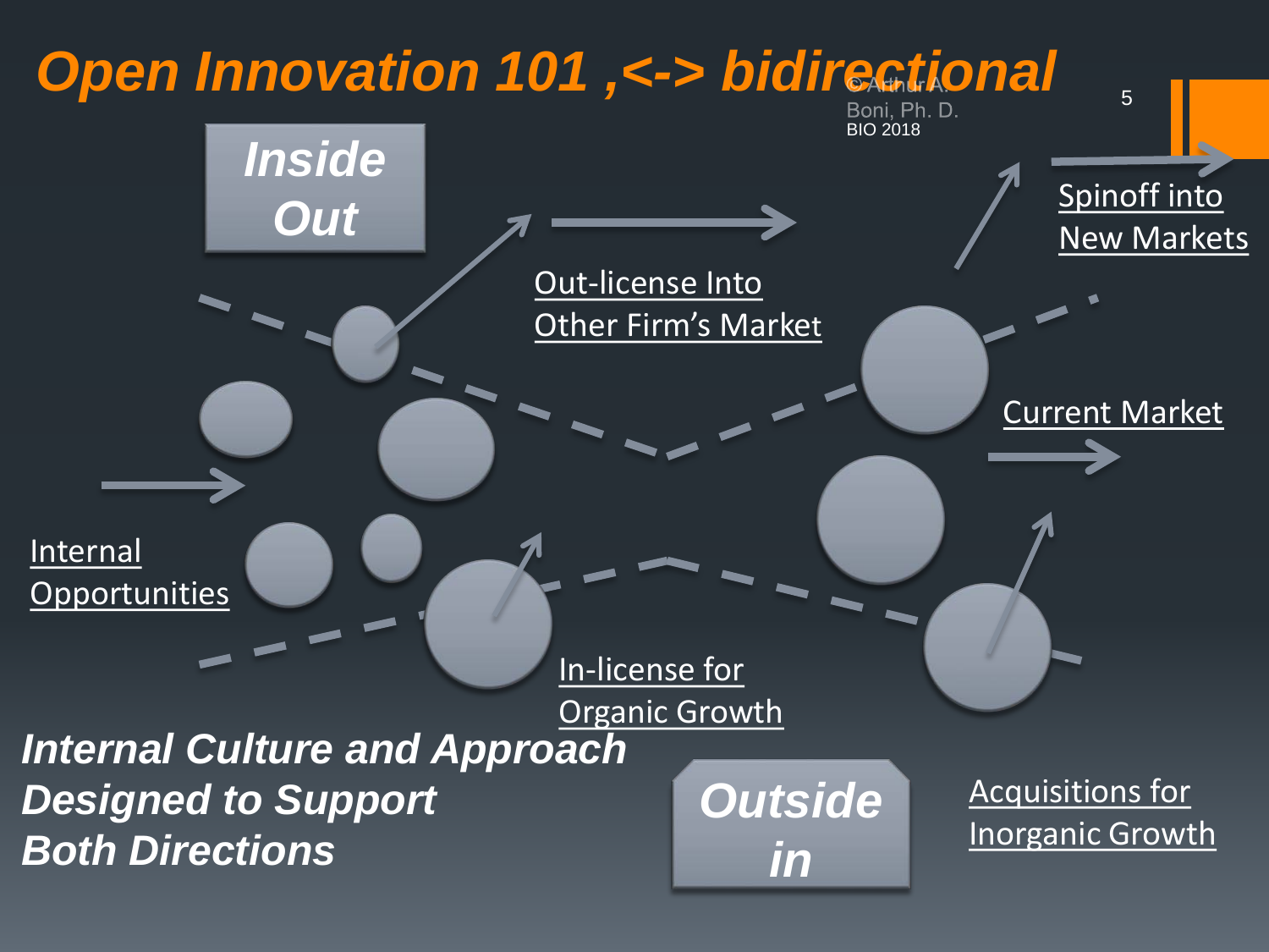# Open Innovation 101 ,<-> bidirectional

© Arthur A. Boni, Ph. D.
BIO 2018

**Inside Out**

Out-license Into Other Firm's Market

Spinoff into New Markets

Current Market

Internal Opportunities

In-license for Organic Growth

Acquisitions for Inorganic Growth

**Outside in**

***Internal Culture and Approach Designed to Support Both Directions***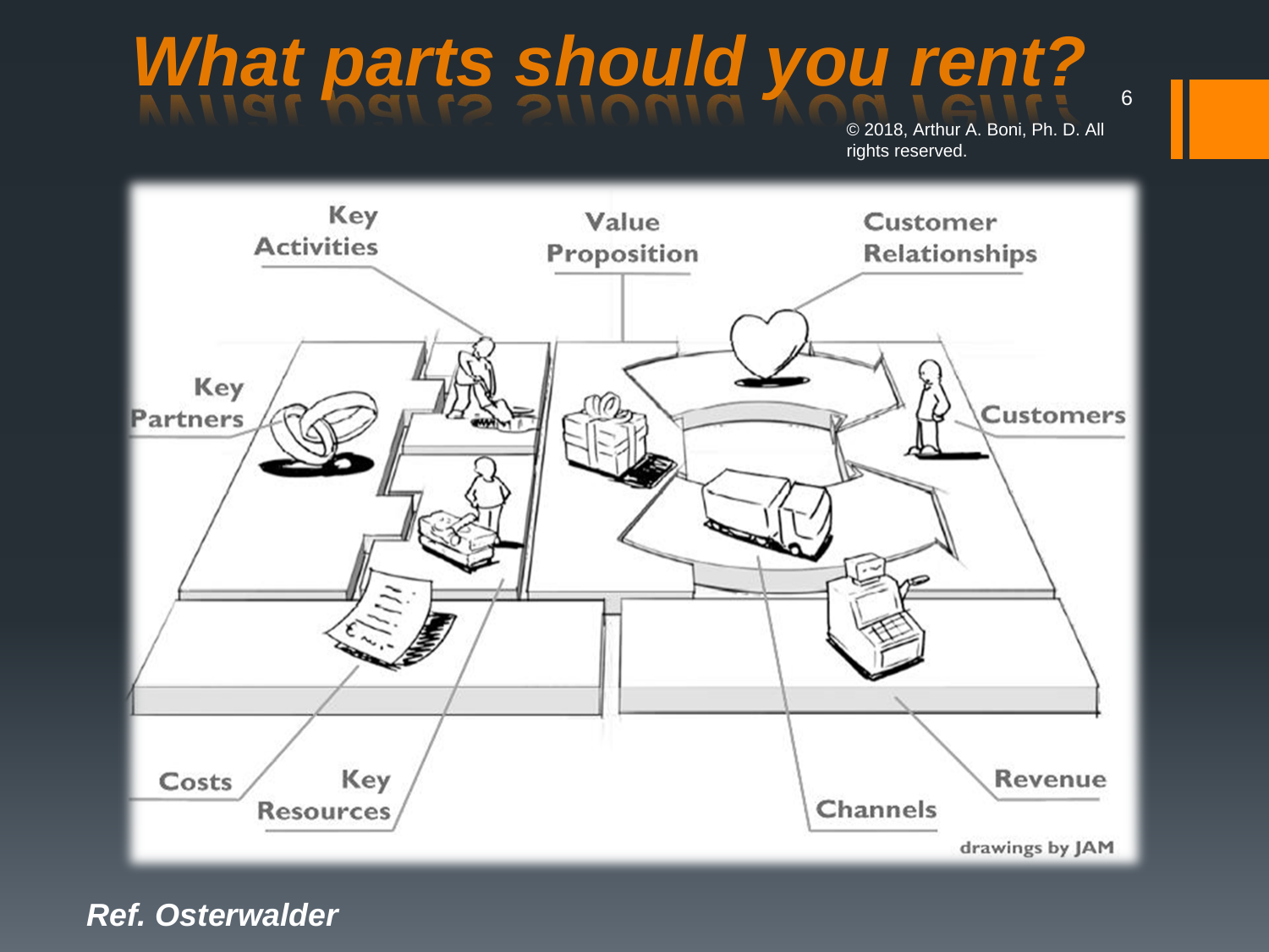# What parts should you rent?

© 2018, Arthur A. Boni, Ph. D. All rights reserved.

Key Activities

Value Proposition

Customer Relationships

Key Partners

Customers

Costs

Key Resources

Channels

Revenue

drawings by JAM

***Ref. Osterwalder***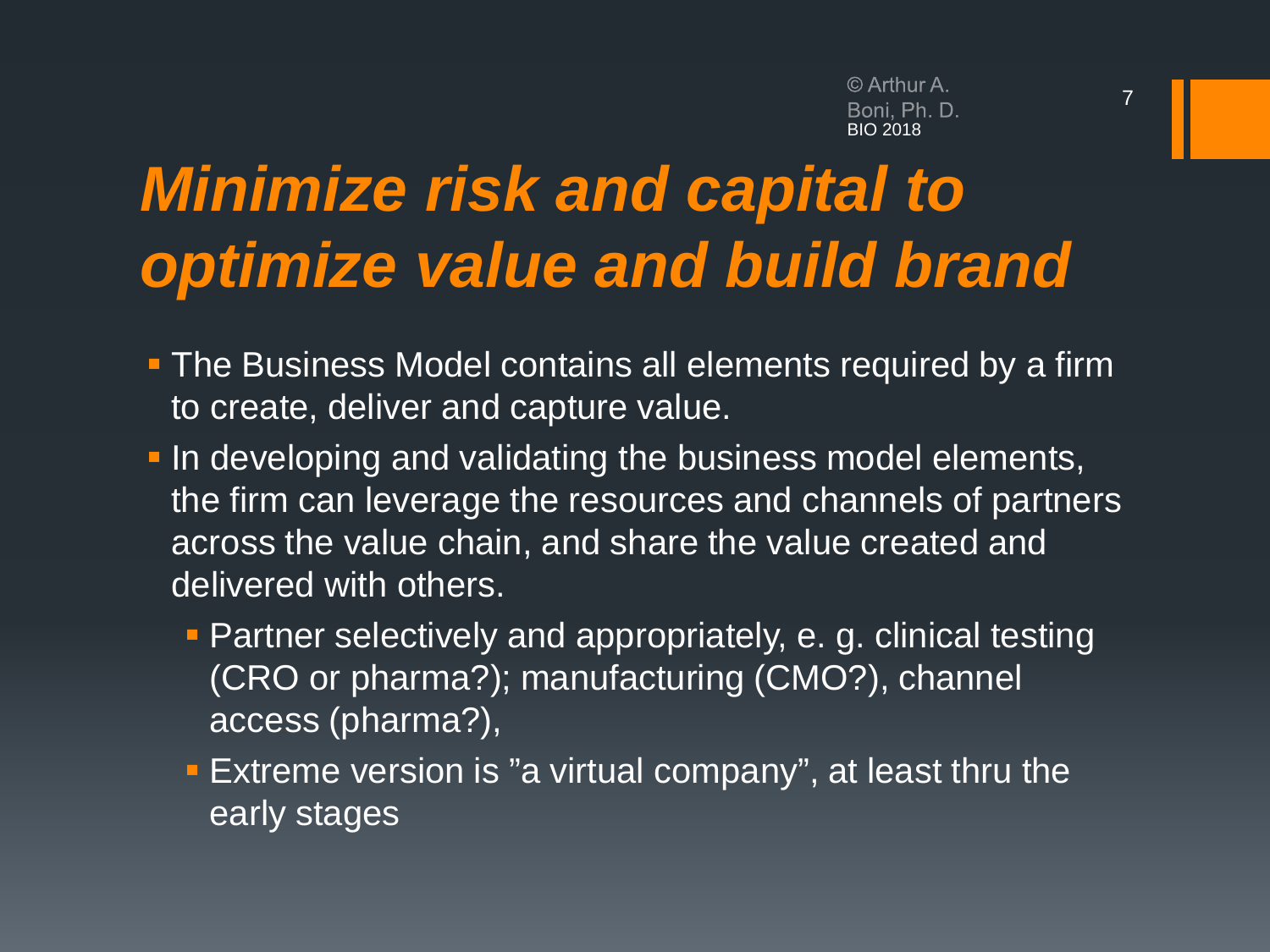# *Minimize risk and capital to optimize value and build brand*

- The Business Model contains all elements required by a firm to create, deliver and capture value.
- In developing and validating the business model elements, the firm can leverage the resources and channels of partners across the value chain, and share the value created and delivered with others.
  - Partner selectively and appropriately, e. g. clinical testing (CRO or pharma?); manufacturing (CMO?), channel access (pharma?),
  - Extreme version is ”a virtual company”, at least thru the early stages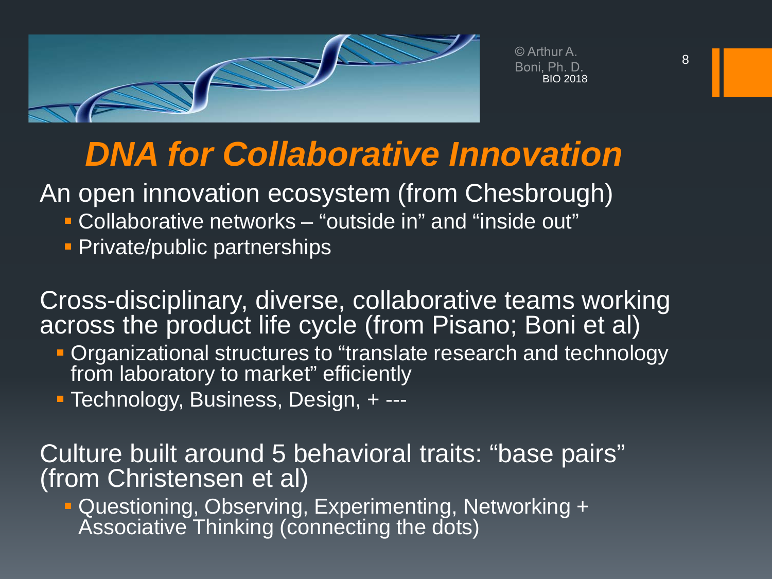# *DNA for Collaborative Innovation*

An open innovation ecosystem (from Chesbrough)

- Collaborative networks – "outside in" and "inside out"
- Private/public partnerships

Cross-disciplinary, diverse, collaborative teams working across the product life cycle (from Pisano; Boni et al)

- Organizational structures to "translate research and technology from laboratory to market" efficiently
- Technology, Business, Design, + ---

Culture built around 5 behavioral traits: "base pairs" (from Christensen et al)

- Questioning, Observing, Experimenting, Networking + Associative Thinking (connecting the dots)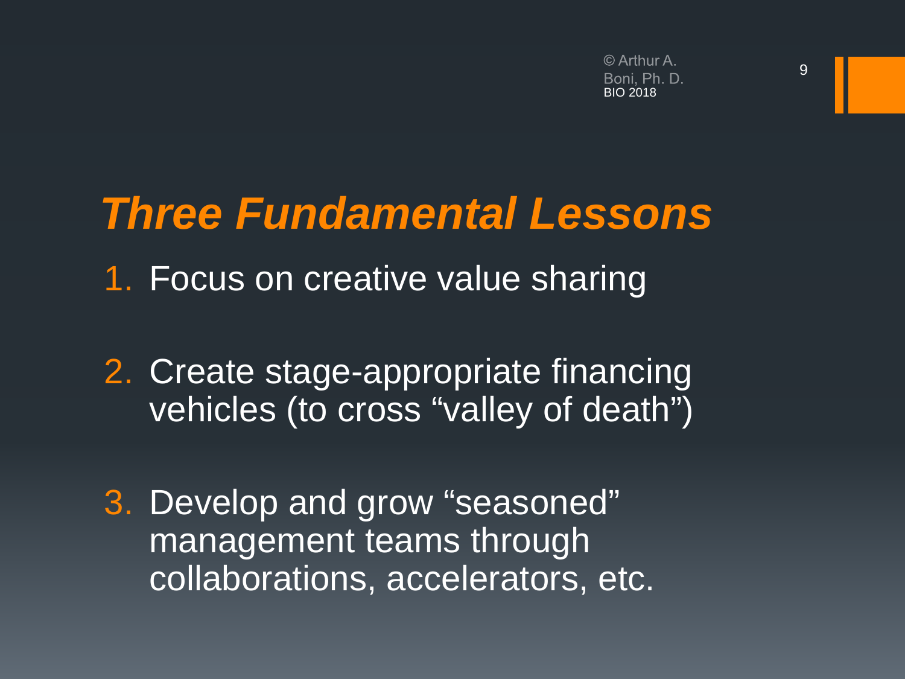# *Three Fundamental Lessons*

1. Focus on creative value sharing

2. Create stage-appropriate financing vehicles (to cross "valley of death")

3. Develop and grow "seasoned" management teams through collaborations, accelerators, etc.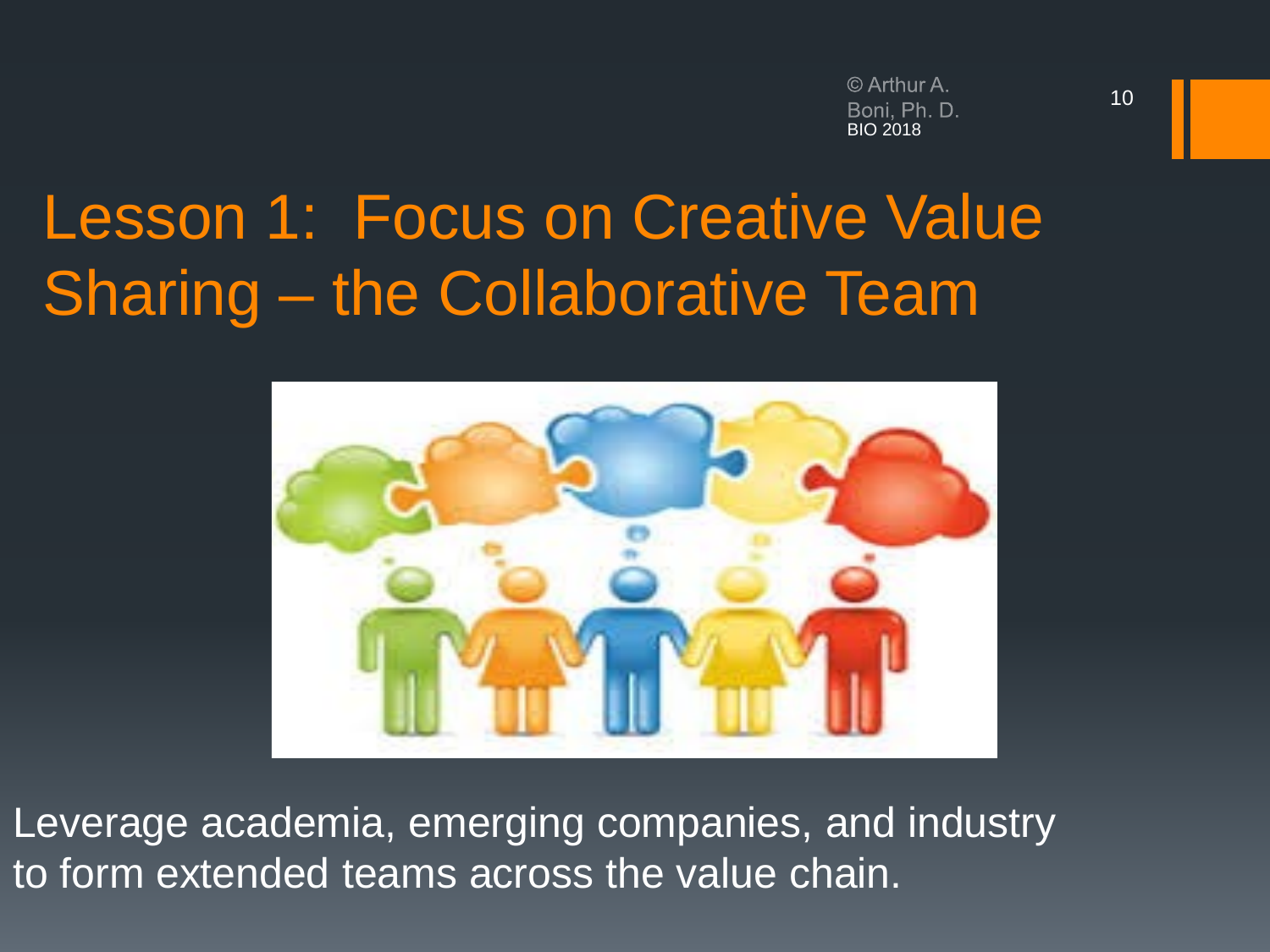# Lesson 1: Focus on Creative Value Sharing – the Collaborative Team

Leverage academia, emerging companies, and industry to form extended teams across the value chain.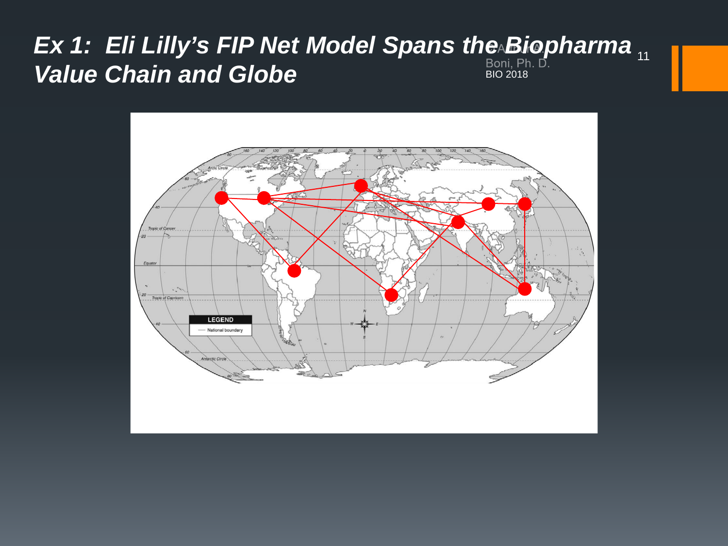# *Ex 1: Eli Lilly's FIP Net Model Spans the Biopharma Value Chain and Globe*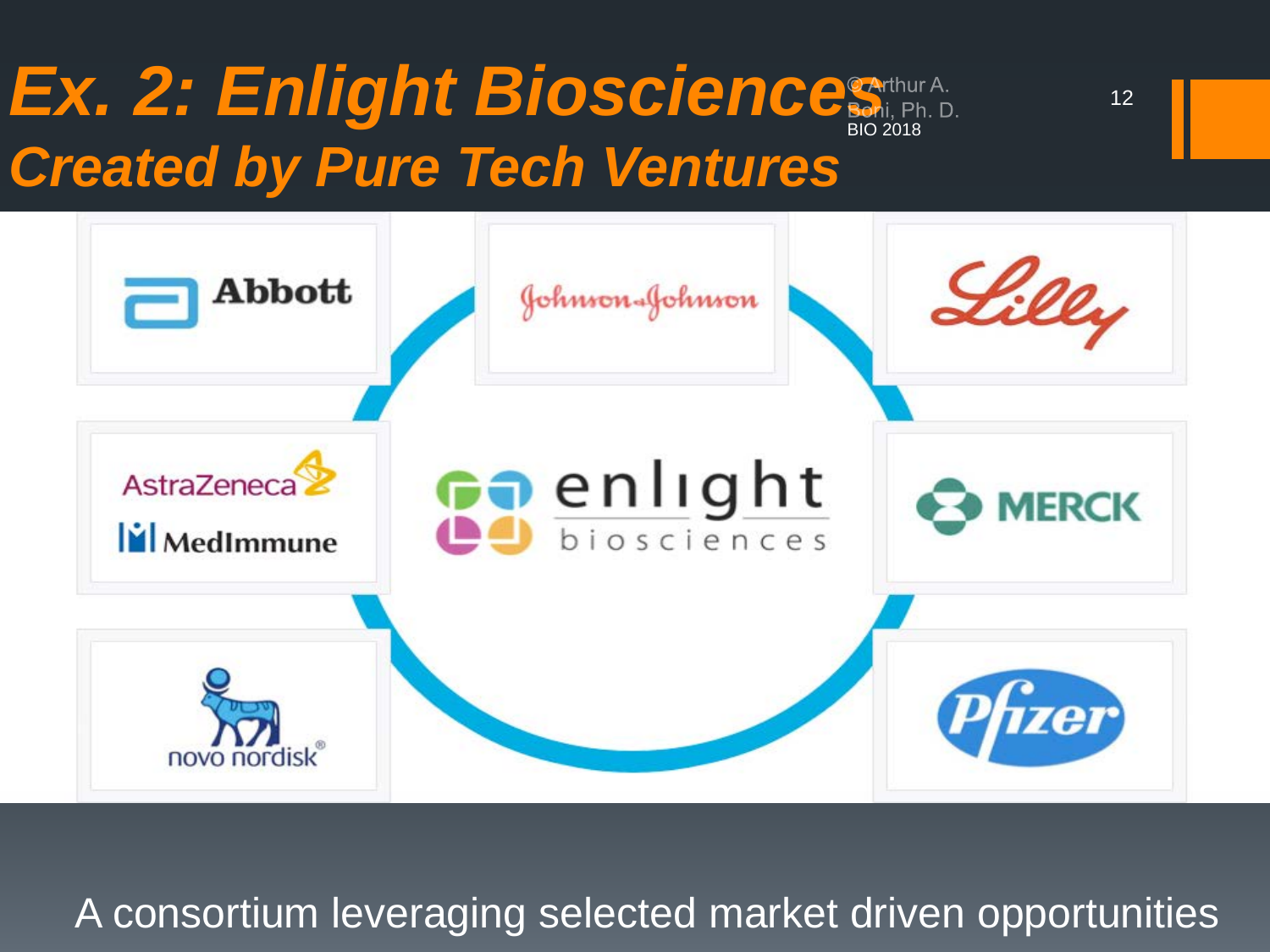# Ex. 2: Enlight Biosciences
## *Created by Pure Tech Ventures*

© Arthur A. Boni, Ph. D. BIO 2018

Abbott

Johnson & Johnson

Lilly

AstraZeneca

MedImmune

enlight biosciences

MERCK

novo nordisk®

Pfizer

A consortium leveraging selected market driven opportunities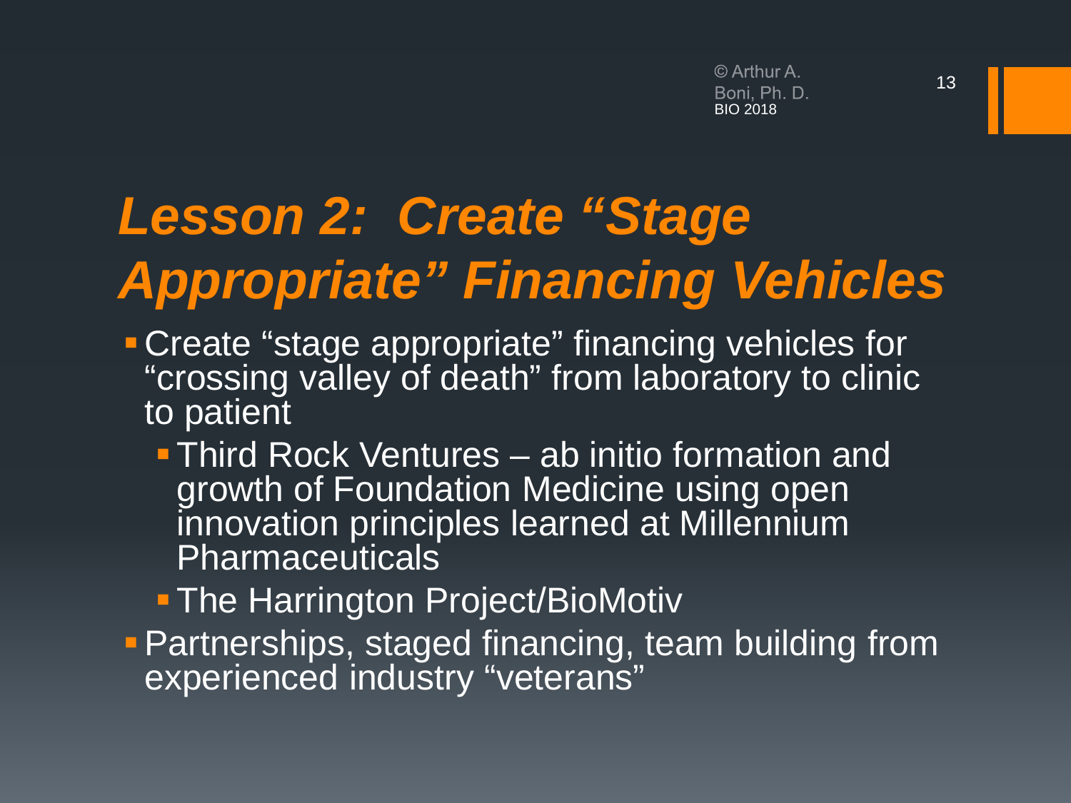# *Lesson 2: Create "Stage Appropriate" Financing Vehicles*

- Create "stage appropriate" financing vehicles for "crossing valley of death" from laboratory to clinic to patient
  - Third Rock Ventures – ab initio formation and growth of Foundation Medicine using open innovation principles learned at Millennium Pharmaceuticals
  - The Harrington Project/BioMotiv
- Partnerships, staged financing, team building from experienced industry "veterans"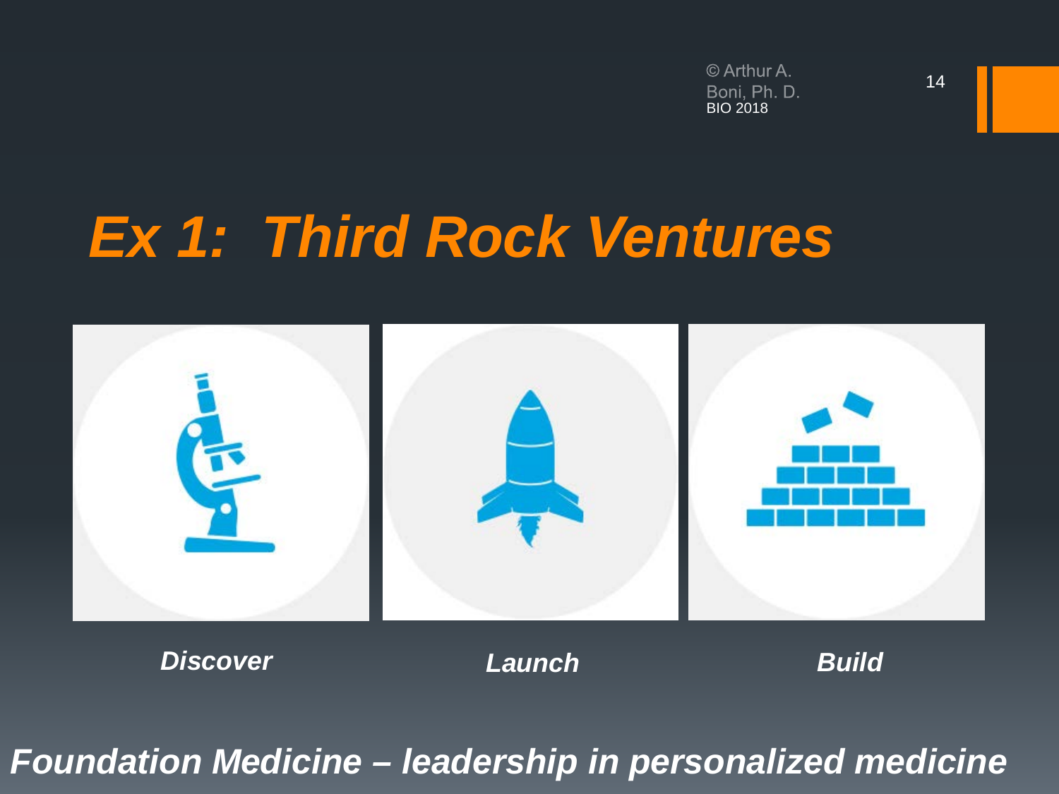© Arthur A. Boni, Ph. D.
BIO 2018

# *Ex 1: Third Rock Ventures*

***Discover*** ***Launch*** ***Build***

***Foundation Medicine – leadership in personalized medicine***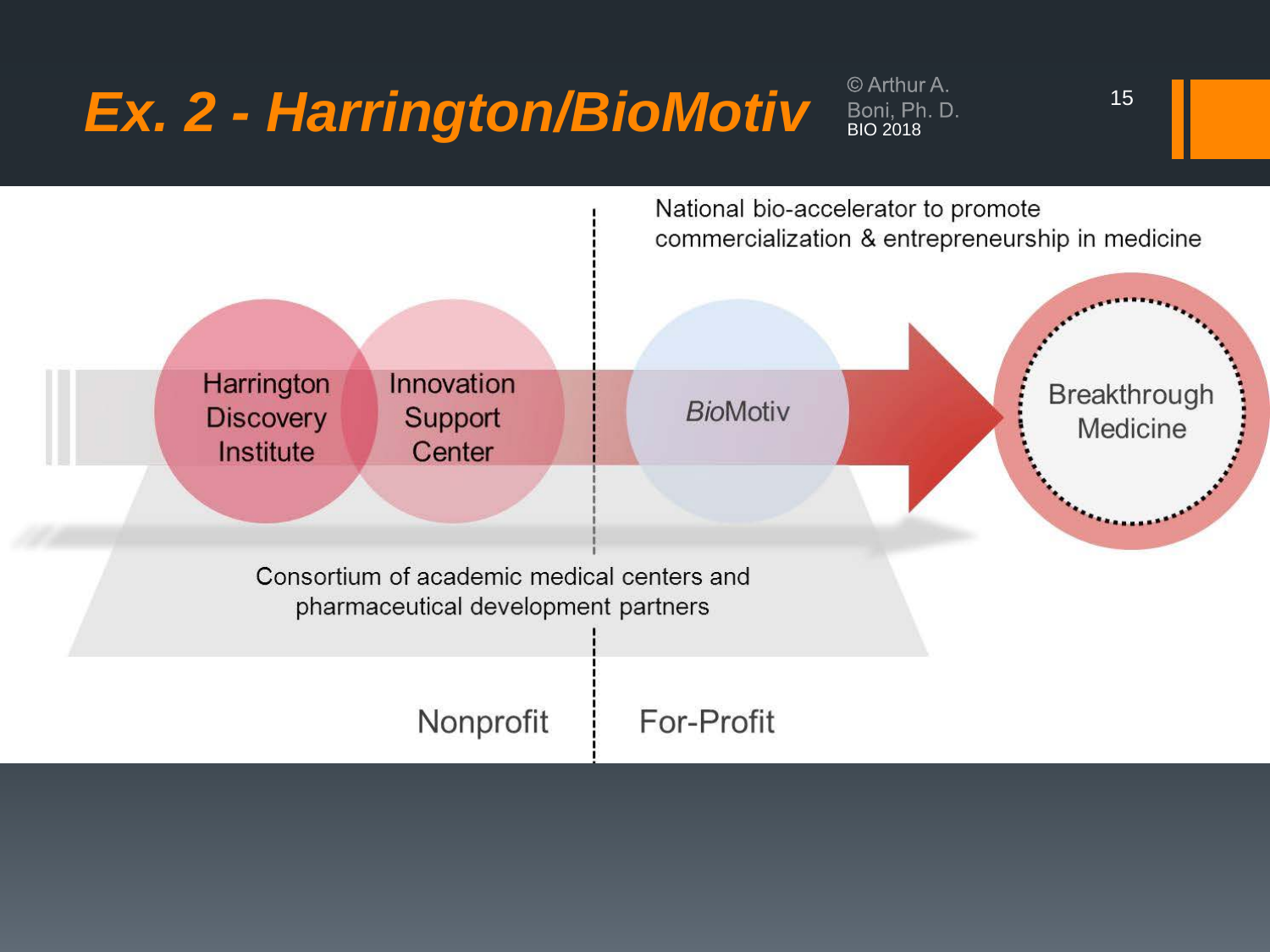# Ex. 2 - Harrington/BioMotiv

© Arthur A. Boni, Ph. D.
BIO 2018

National bio-accelerator to promote commercialization & entrepreneurship in medicine

Harrington Discovery Institute

Innovation Support Center

*Bio*Motiv

Breakthrough Medicine

Consortium of academic medical centers and pharmaceutical development partners

Nonprofit | For-Profit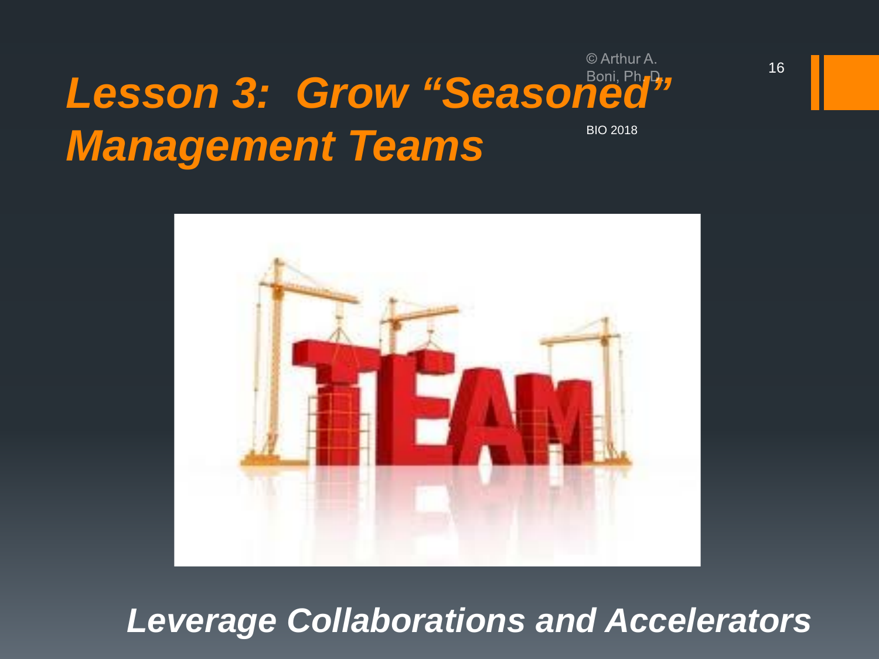# *Lesson 3: Grow "Seasoned" Management Teams*

***Leverage Collaborations and Accelerators***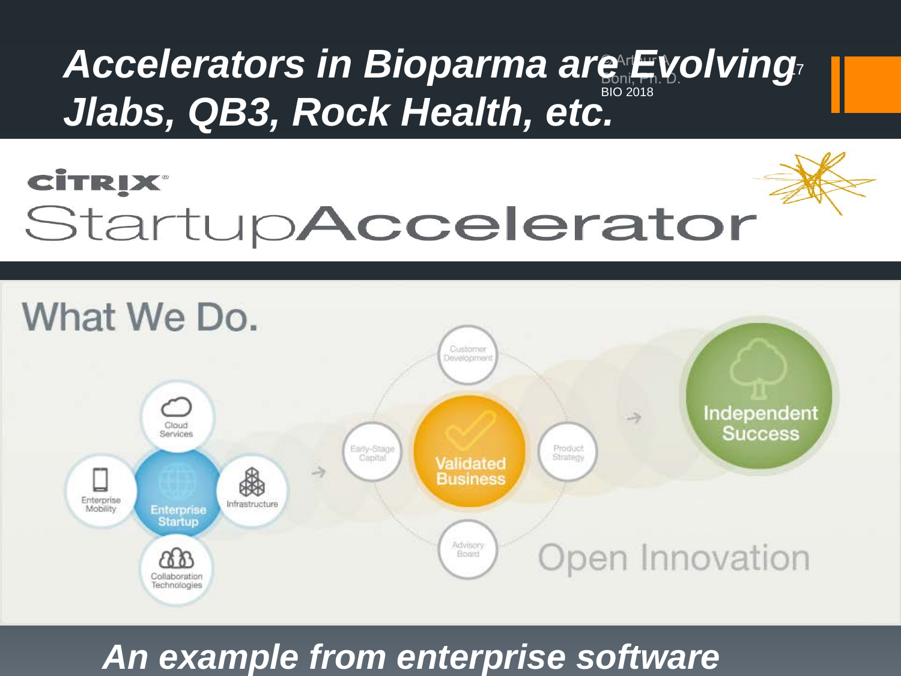# *Accelerators in Bioparma are Evolving Jlabs, QB3, Rock Health, etc.*

CITRIX StartupAccelerator

What We Do.

Cloud Services

Enterprise Mobility

Enterprise Startup

Infrastructure

Collaboration Technologies

Customer Development

Early-Stage Capital

Validated Business

Product Strategy

Advisory Board

Independent Success

Open Innovation

***An example from enterprise software***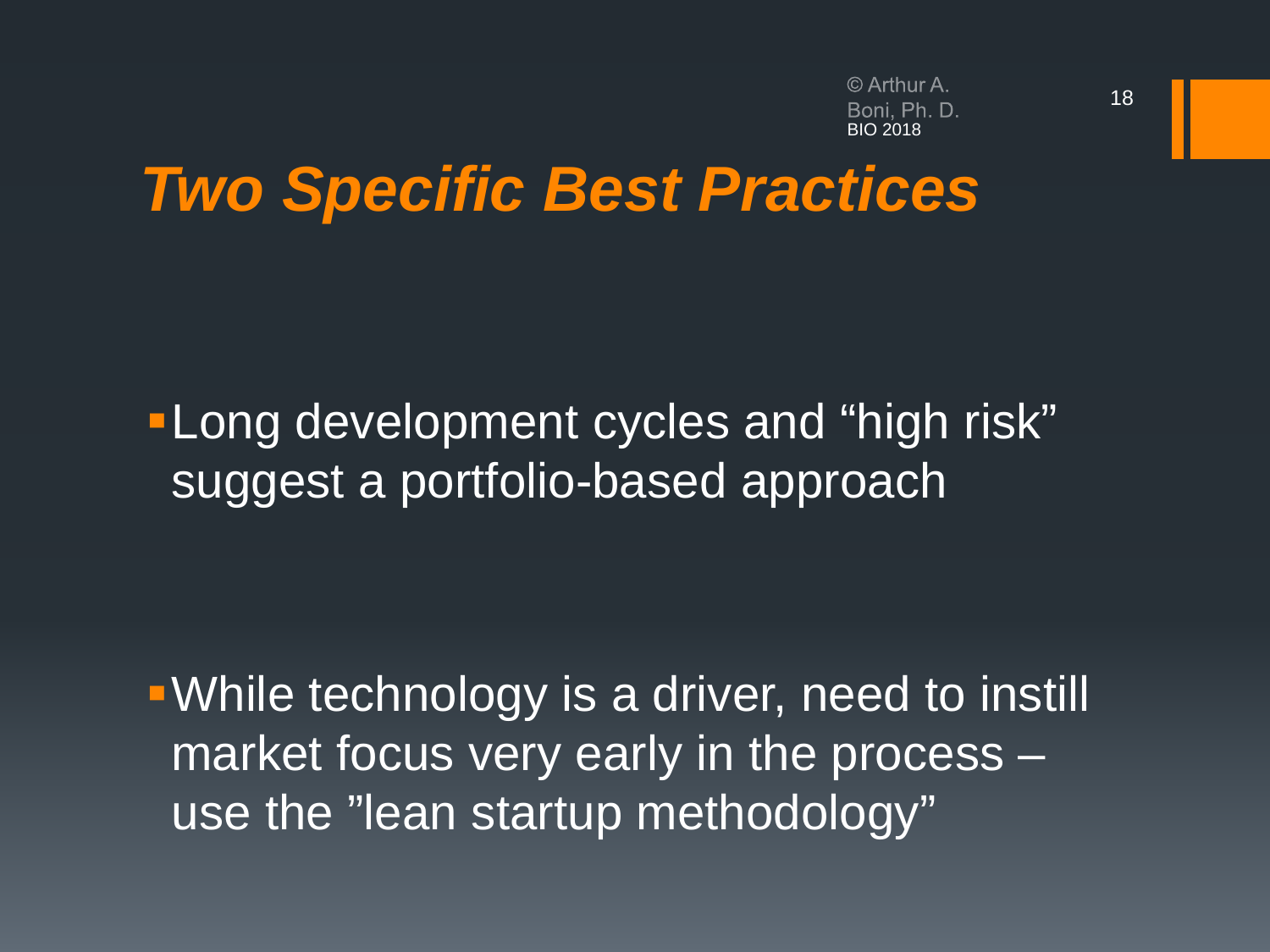# *Two Specific Best Practices*

- Long development cycles and “high risk” suggest a portfolio-based approach

- While technology is a driver, need to instill market focus very early in the process – use the ”lean startup methodology”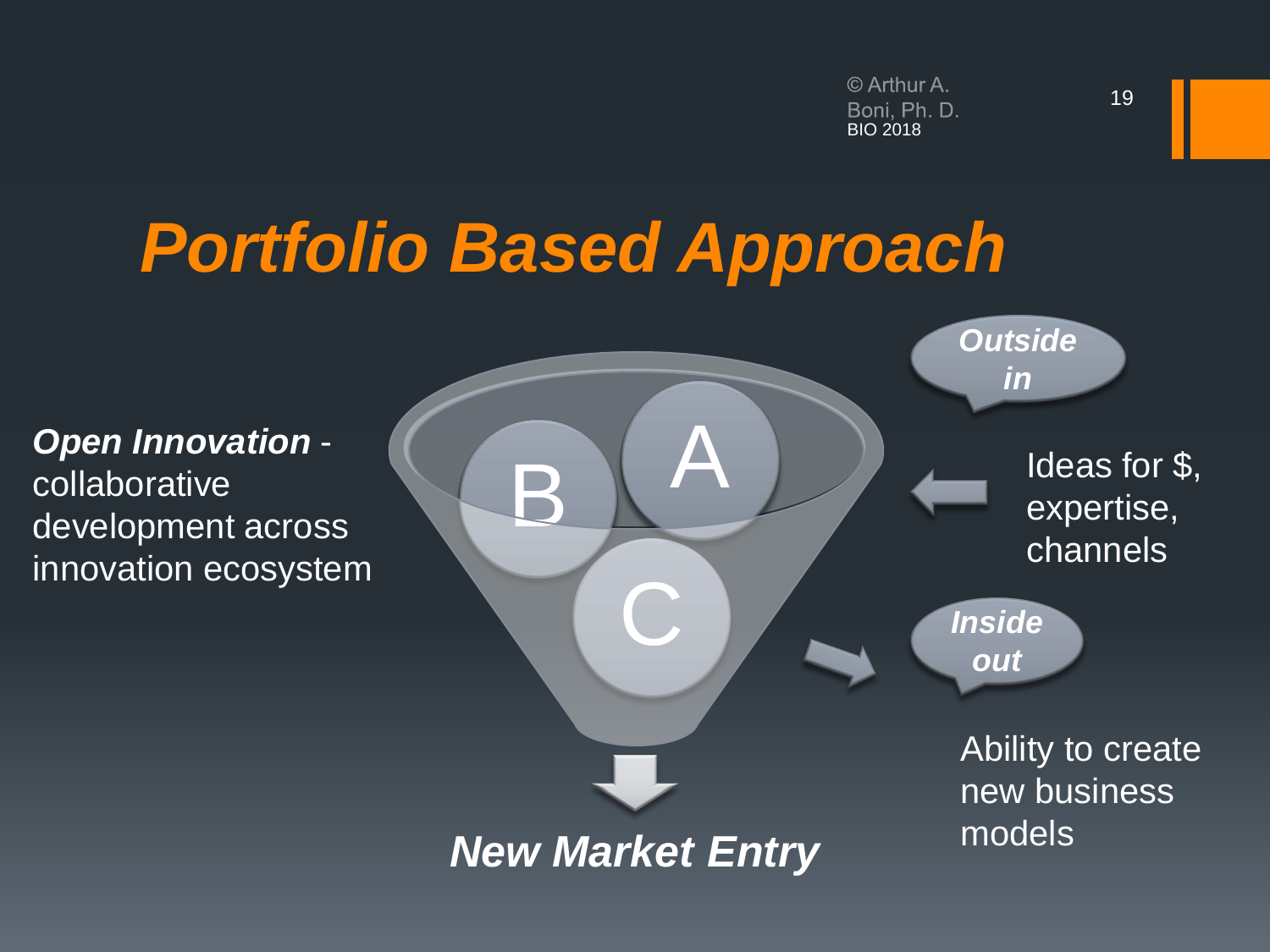# *Portfolio Based Approach*

***Open Innovation*** - collaborative development across innovation ecosystem

B

A

C

***Outside in***

Ideas for $, expertise, channels

***Inside out***

Ability to create new business models

***New Market Entry***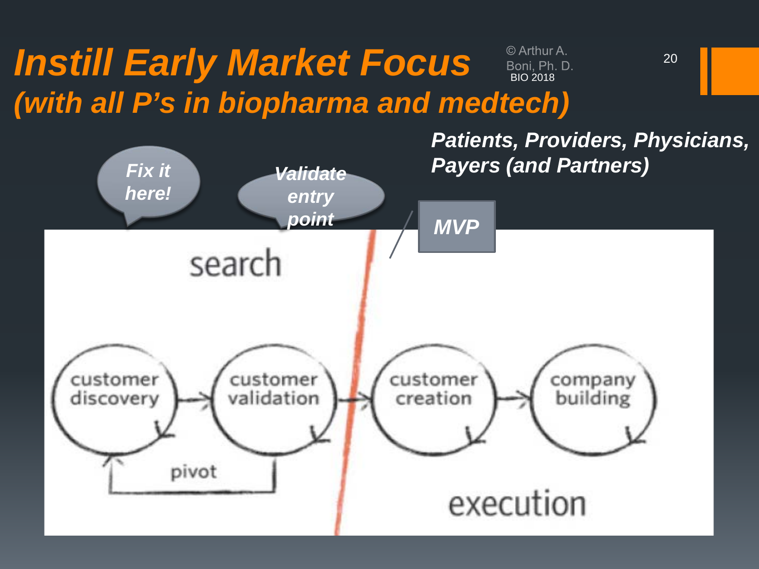# *Instill Early Market Focus (with all P's in biopharma and medtech)*

© Arthur A. Boni, Ph. D.
BIO 2018

***Patients, Providers, Physicians, Payers (and Partners)***

*Fix it here!*

*Validate entry point*

*MVP*

search

customer discovery → customer validation → customer creation → company building

pivot

execution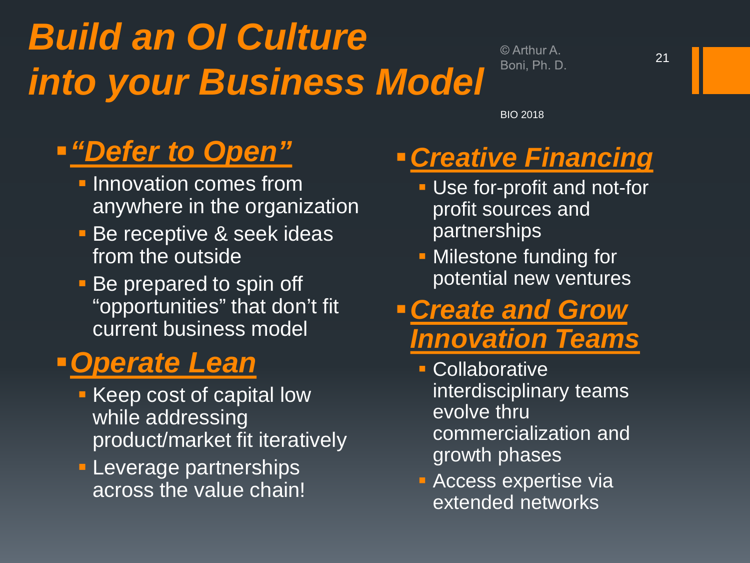# Build an OI Culture into your Business Model

© Arthur A. Boni, Ph. D.

BIO 2018

- ***"Defer to Open"***
  - Innovation comes from anywhere in the organization
  - Be receptive & seek ideas from the outside
  - Be prepared to spin off "opportunities" that don't fit current business model
- ***Operate Lean***
  - Keep cost of capital low while addressing product/market fit iteratively
  - Leverage partnerships across the value chain!
- ***Creative Financing***
  - Use for-profit and not-for profit sources and partnerships
  - Milestone funding for potential new ventures
- ***Create and Grow Innovation Teams***
  - Collaborative interdisciplinary teams evolve thru commercialization and growth phases
  - Access expertise via extended networks